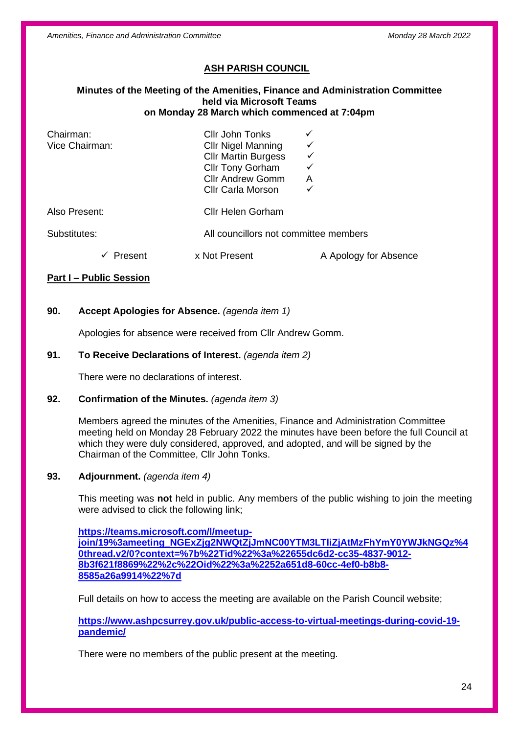## ASH PARISH COUNCIL

**Minutes of the Meeting of the Amenities, Finance and Administration Committee held via Microsoft Teams on Monday 28 March which commenced at 7:04pm**

| | | |
|---|---|---|
| Chairman: | Cllr John Tonks | ✓ |
| Vice Chairman: | Cllr Nigel Manning | ✓ |
| | Cllr Martin Burgess | ✓ |
| | Cllr Tony Gorham | ✓ |
| | Cllr Andrew Gomm | A |
| | Cllr Carla Morson | ✓ |
| Also Present: | Cllr Helen Gorham | |
| Substitutes: | All councillors not committee members | |

✓ Present   x Not Present   A Apology for Absence

**Part I – Public Session**

**90. Accept Apologies for Absence.** *(agenda item 1)*

Apologies for absence were received from Cllr Andrew Gomm.

**91. To Receive Declarations of Interest.** *(agenda item 2)*

There were no declarations of interest.

**92. Confirmation of the Minutes.** *(agenda item 3)*

Members agreed the minutes of the Amenities, Finance and Administration Committee meeting held on Monday 28 February 2022 the minutes have been before the full Council at which they were duly considered, approved, and adopted, and will be signed by the Chairman of the Committee, Cllr John Tonks.

**93. Adjournment.** *(agenda item 4)*

This meeting was **not** held in public. Any members of the public wishing to join the meeting were advised to click the following link;

**https://teams.microsoft.com/l/meetup-join/19%3ameeting_NGExZjg2NWQtZjJmNC00YTM3LTliZjAtMzFhYmY0YWJkNGQz%40thread.v2/0?context=%7b%22Tid%22%3a%22655dc6d2-cc35-4837-9012-8b3f621f8869%22%2c%22Oid%22%3a%2252a651d8-60cc-4ef0-b8b8-8585a26a9914%22%7d**

Full details on how to access the meeting are available on the Parish Council website;

**https://www.ashpcsurrey.gov.uk/public-access-to-virtual-meetings-during-covid-19-pandemic/**

There were no members of the public present at the meeting.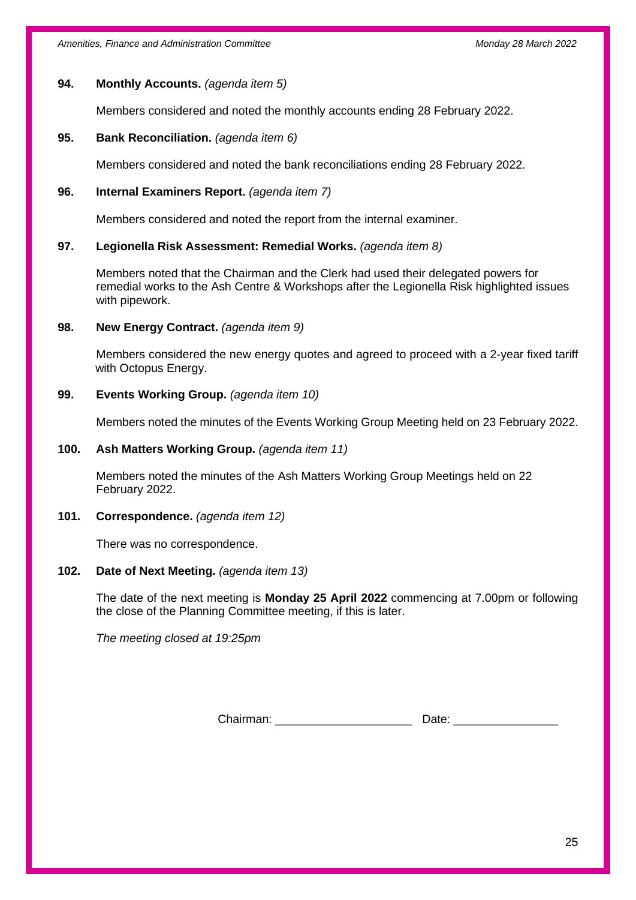**94. Monthly Accounts.** *(agenda item 5)*

Members considered and noted the monthly accounts ending 28 February 2022.

**95. Bank Reconciliation.** *(agenda item 6)*

Members considered and noted the bank reconciliations ending 28 February 2022.

**96. Internal Examiners Report.** *(agenda item 7)*

Members considered and noted the report from the internal examiner.

**97. Legionella Risk Assessment: Remedial Works.** *(agenda item 8)*

Members noted that the Chairman and the Clerk had used their delegated powers for remedial works to the Ash Centre & Workshops after the Legionella Risk highlighted issues with pipework.

**98. New Energy Contract.** *(agenda item 9)*

Members considered the new energy quotes and agreed to proceed with a 2-year fixed tariff with Octopus Energy.

**99. Events Working Group.** *(agenda item 10)*

Members noted the minutes of the Events Working Group Meeting held on 23 February 2022.

**100. Ash Matters Working Group.** *(agenda item 11)*

Members noted the minutes of the Ash Matters Working Group Meetings held on 22 February 2022.

**101. Correspondence.** *(agenda item 12)*

There was no correspondence.

**102. Date of Next Meeting.** *(agenda item 13)*

The date of the next meeting is **Monday 25 April 2022** commencing at 7.00pm or following the close of the Planning Committee meeting, if this is later.

*The meeting closed at 19:25pm*

Chairman: ____________________ Date: _______________